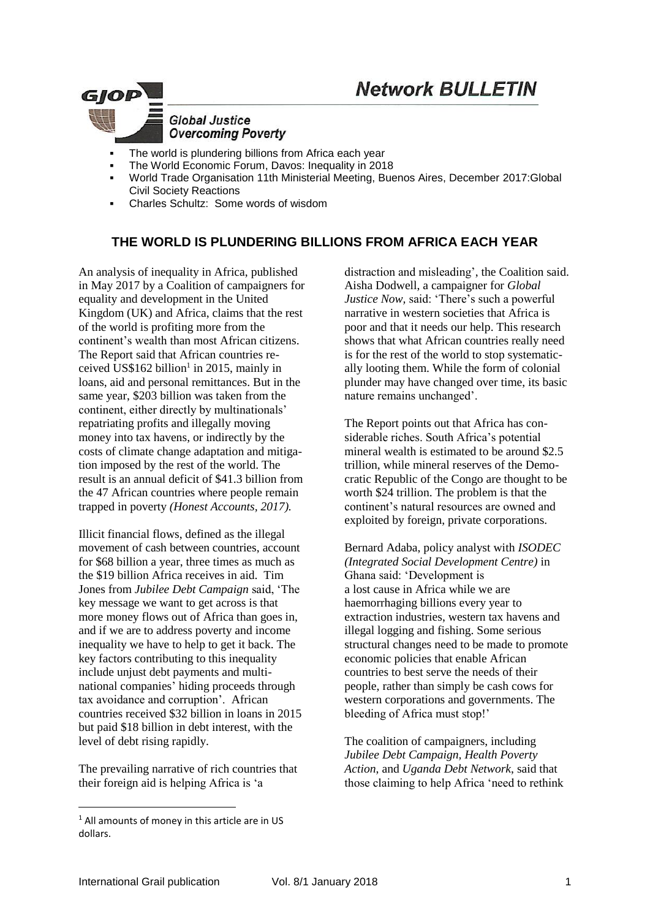# Network BULLETIN

**GJOP** Global Justice Overcoming Poverty

- The world is plundering billions from Africa each year
- The World Economic Forum, Davos: Inequality in 2018
- World Trade Organisation 11th Ministerial Meeting, Buenos Aires, December 2017:Global Civil Society Reactions
- Charles Schultz: Some words of wisdom

## THE WORLD IS PLUNDERING BILLIONS FROM AFRICA EACH YEAR

An analysis of inequality in Africa, published in May 2017 by a Coalition of campaigners for equality and development in the United Kingdom (UK) and Africa, claims that the rest of the world is profiting more from the continent's wealth than most African citizens. The Report said that African countries received US$162 billion[1] in 2015, mainly in loans, aid and personal remittances. But in the same year, $203 billion was taken from the continent, either directly by multinationals' repatriating profits and illegally moving money into tax havens, or indirectly by the costs of climate change adaptation and mitigation imposed by the rest of the world. The result is an annual deficit of $41.3 billion from the 47 African countries where people remain trapped in poverty *(Honest Accounts, 2017).*

Illicit financial flows, defined as the illegal movement of cash between countries, account for $68 billion a year, three times as much as the $19 billion Africa receives in aid. Tim Jones from *Jubilee Debt Campaign* said, 'The key message we want to get across is that more money flows out of Africa than goes in, and if we are to address poverty and income inequality we have to help to get it back. The key factors contributing to this inequality include unjust debt payments and multinational companies' hiding proceeds through tax avoidance and corruption'. African countries received $32 billion in loans in 2015 but paid $18 billion in debt interest, with the level of debt rising rapidly.

The prevailing narrative of rich countries that their foreign aid is helping Africa is 'a distraction and misleading', the Coalition said. Aisha Dodwell, a campaigner for *Global Justice Now,* said: 'There's such a powerful narrative in western societies that Africa is poor and that it needs our help. This research shows that what African countries really need is for the rest of the world to stop systematically looting them. While the form of colonial plunder may have changed over time, its basic nature remains unchanged'.

The Report points out that Africa has considerable riches. South Africa's potential mineral wealth is estimated to be around $2.5 trillion, while mineral reserves of the Democratic Republic of the Congo are thought to be worth $24 trillion. The problem is that the continent's natural resources are owned and exploited by foreign, private corporations.

Bernard Adaba, policy analyst with *ISODEC (Integrated Social Development Centre)* in Ghana said: 'Development is a lost cause in Africa while we are haemorrhaging billions every year to extraction industries, western tax havens and illegal logging and fishing. Some serious structural changes need to be made to promote economic policies that enable African countries to best serve the needs of their people, rather than simply be cash cows for western corporations and governments. The bleeding of Africa must stop!'

The coalition of campaigners, including *Jubilee Debt Campaign, Health Poverty Action*, and *Uganda Debt Network*, said that those claiming to help Africa 'need to rethink

[1] All amounts of money in this article are in US dollars.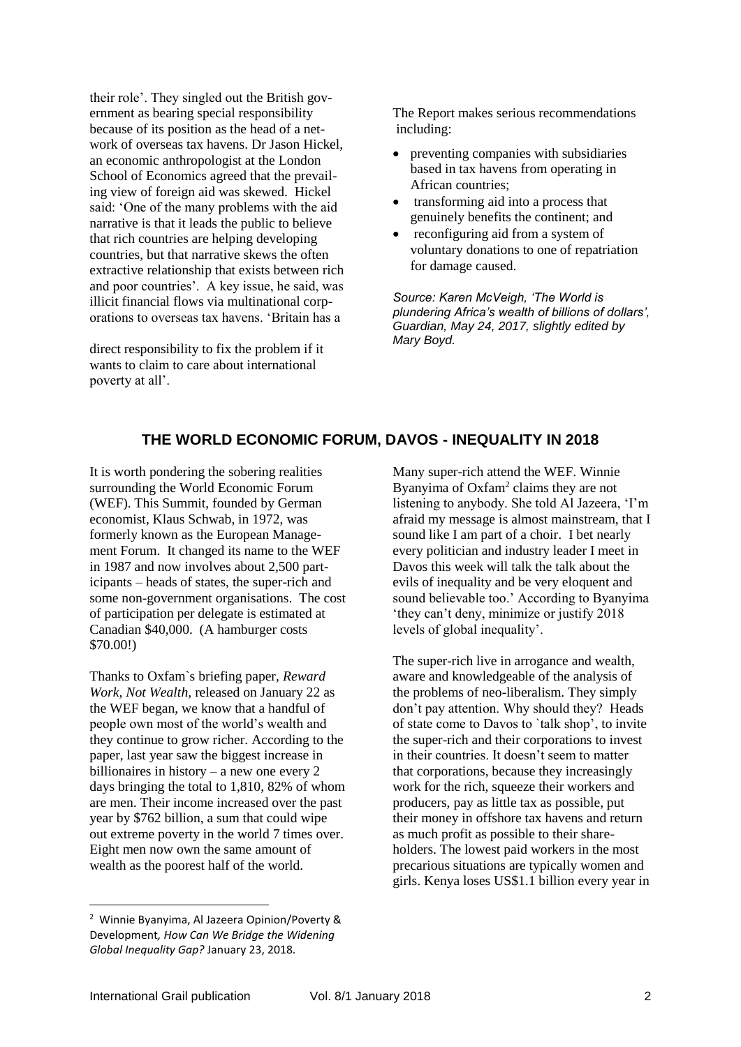their role'. They singled out the British government as bearing special responsibility because of its position as the head of a network of overseas tax havens. Dr Jason Hickel, an economic anthropologist at the London School of Economics agreed that the prevailing view of foreign aid was skewed. Hickel said: 'One of the many problems with the aid narrative is that it leads the public to believe that rich countries are helping developing countries, but that narrative skews the often extractive relationship that exists between rich and poor countries'. A key issue, he said, was illicit financial flows via multinational corporations to overseas tax havens. 'Britain has a direct responsibility to fix the problem if it wants to claim to care about international poverty at all'.

The Report makes serious recommendations including:

- preventing companies with subsidiaries based in tax havens from operating in African countries;
- transforming aid into a process that genuinely benefits the continent; and
- reconfiguring aid from a system of voluntary donations to one of repatriation for damage caused.

*Source: Karen McVeigh, 'The World is plundering Africa's wealth of billions of dollars', Guardian, May 24, 2017, slightly edited by Mary Boyd.*

## THE WORLD ECONOMIC FORUM, DAVOS - INEQUALITY IN 2018

It is worth pondering the sobering realities surrounding the World Economic Forum (WEF). This Summit, founded by German economist, Klaus Schwab, in 1972, was formerly known as the European Management Forum. It changed its name to the WEF in 1987 and now involves about 2,500 participants – heads of states, the super-rich and some non-government organisations. The cost of participation per delegate is estimated at Canadian $40,000. (A hamburger costs $70.00!)

Thanks to Oxfam`s briefing paper, *Reward Work, Not Wealth*, released on January 22 as the WEF began, we know that a handful of people own most of the world's wealth and they continue to grow richer. According to the paper, last year saw the biggest increase in billionaires in history – a new one every 2 days bringing the total to 1,810, 82% of whom are men. Their income increased over the past year by $762 billion, a sum that could wipe out extreme poverty in the world 7 times over. Eight men now own the same amount of wealth as the poorest half of the world.

Many super-rich attend the WEF. Winnie Byanyima of Oxfam[2] claims they are not listening to anybody. She told Al Jazeera, 'I'm afraid my message is almost mainstream, that I sound like I am part of a choir. I bet nearly every politician and industry leader I meet in Davos this week will talk the talk about the evils of inequality and be very eloquent and sound believable too.' According to Byanyima 'they can't deny, minimize or justify 2018 levels of global inequality'.

The super-rich live in arrogance and wealth, aware and knowledgeable of the analysis of the problems of neo-liberalism. They simply don't pay attention. Why should they? Heads of state come to Davos to `talk shop', to invite the super-rich and their corporations to invest in their countries. It doesn't seem to matter that corporations, because they increasingly work for the rich, squeeze their workers and producers, pay as little tax as possible, put their money in offshore tax havens and return as much profit as possible to their shareholders. The lowest paid workers in the most precarious situations are typically women and girls. Kenya loses US$1.1 billion every year in

[2] Winnie Byanyima, Al Jazeera Opinion/Poverty & Development, *How Can We Bridge the Widening Global Inequality Gap?* January 23, 2018.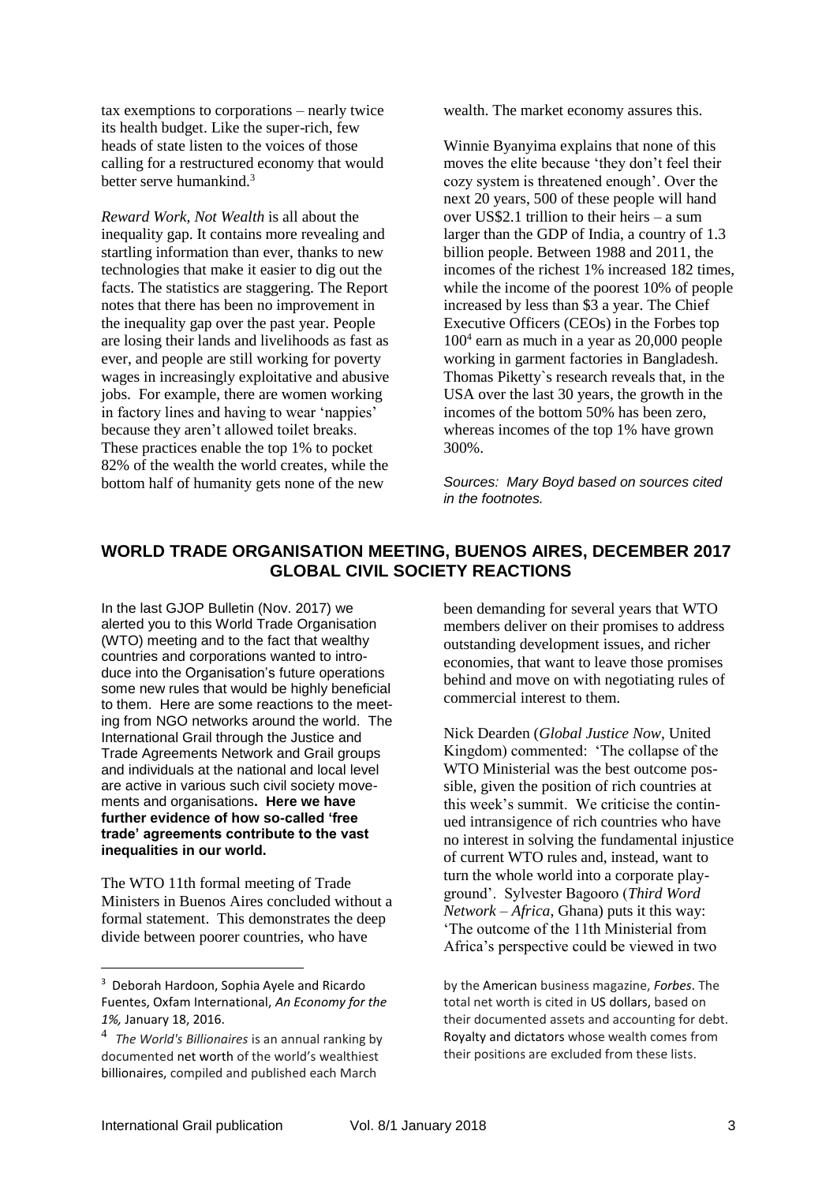tax exemptions to corporations – nearly twice its health budget. Like the super-rich, few heads of state listen to the voices of those calling for a restructured economy that would better serve humankind.[3]

*Reward Work, Not Wealth* is all about the inequality gap. It contains more revealing and startling information than ever, thanks to new technologies that make it easier to dig out the facts. The statistics are staggering. The Report notes that there has been no improvement in the inequality gap over the past year. People are losing their lands and livelihoods as fast as ever, and people are still working for poverty wages in increasingly exploitative and abusive jobs. For example, there are women working in factory lines and having to wear 'nappies' because they aren't allowed toilet breaks. These practices enable the top 1% to pocket 82% of the wealth the world creates, while the bottom half of humanity gets none of the new wealth. The market economy assures this.

Winnie Byanyima explains that none of this moves the elite because 'they don't feel their cozy system is threatened enough'. Over the next 20 years, 500 of these people will hand over US$2.1 trillion to their heirs – a sum larger than the GDP of India, a country of 1.3 billion people. Between 1988 and 2011, the incomes of the richest 1% increased 182 times, while the income of the poorest 10% of people increased by less than $3 a year. The Chief Executive Officers (CEOs) in the Forbes top 100[4] earn as much in a year as 20,000 people working in garment factories in Bangladesh. Thomas Piketty`s research reveals that, in the USA over the last 30 years, the growth in the incomes of the bottom 50% has been zero, whereas incomes of the top 1% have grown 300%.

*Sources: Mary Boyd based on sources cited in the footnotes.*

## WORLD TRADE ORGANISATION MEETING, BUENOS AIRES, DECEMBER 2017 GLOBAL CIVIL SOCIETY REACTIONS

In the last GJOP Bulletin (Nov. 2017) we alerted you to this World Trade Organisation (WTO) meeting and to the fact that wealthy countries and corporations wanted to introduce into the Organisation's future operations some new rules that would be highly beneficial to them. Here are some reactions to the meeting from NGO networks around the world. The International Grail through the Justice and Trade Agreements Network and Grail groups and individuals at the national and local level are active in various such civil society movements and organisations**. Here we have further evidence of how so-called 'free trade' agreements contribute to the vast inequalities in our world.**

The WTO 11th formal meeting of Trade Ministers in Buenos Aires concluded without a formal statement. This demonstrates the deep divide between poorer countries, who have been demanding for several years that WTO members deliver on their promises to address outstanding development issues, and richer economies, that want to leave those promises behind and move on with negotiating rules of commercial interest to them.

Nick Dearden (*Global Justice Now*, United Kingdom) commented: 'The collapse of the WTO Ministerial was the best outcome possible, given the position of rich countries at this week's summit. We criticise the continued intransigence of rich countries who have no interest in solving the fundamental injustice of current WTO rules and, instead, want to turn the whole world into a corporate playground'. Sylvester Bagooro (*Third Word Network – Africa*, Ghana) puts it this way: 'The outcome of the 11th Ministerial from Africa's perspective could be viewed in two

---

[3] Deborah Hardoon, Sophia Ayele and Ricardo Fuentes, Oxfam International, *An Economy for the 1%,* January 18, 2016.

[4] *The World's Billionaires* is an annual ranking by documented net worth of the world's wealthiest billionaires, compiled and published each March by the American business magazine, *Forbes*. The total net worth is cited in US dollars, based on their documented assets and accounting for debt. Royalty and dictators whose wealth comes from their positions are excluded from these lists.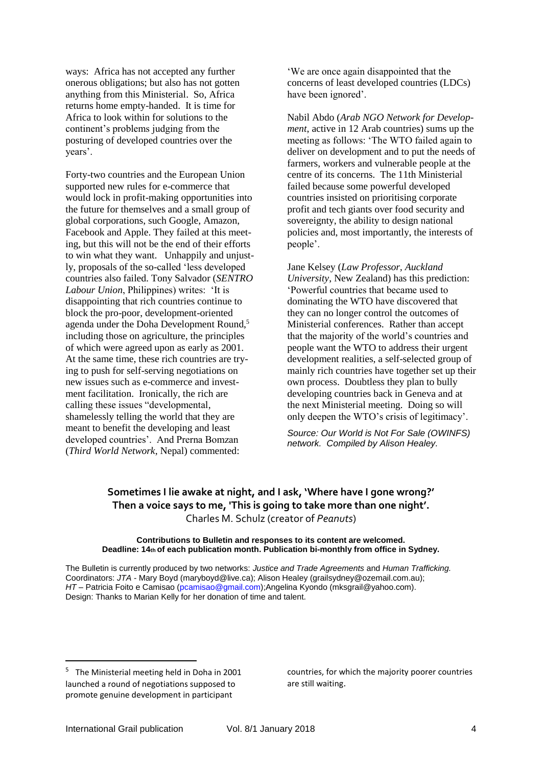ways: Africa has not accepted any further onerous obligations; but also has not gotten anything from this Ministerial. So, Africa returns home empty-handed. It is time for Africa to look within for solutions to the continent's problems judging from the posturing of developed countries over the years'.

Forty-two countries and the European Union supported new rules for e-commerce that would lock in profit-making opportunities into the future for themselves and a small group of global corporations, such Google, Amazon, Facebook and Apple. They failed at this meeting, but this will not be the end of their efforts to win what they want. Unhappily and unjustly, proposals of the so-called 'less developed countries also failed. Tony Salvador (*SENTRO Labour Union*, Philippines) writes: 'It is disappointing that rich countries continue to block the pro-poor, development-oriented agenda under the Doha Development Round,[5] including those on agriculture, the principles of which were agreed upon as early as 2001. At the same time, these rich countries are trying to push for self-serving negotiations on new issues such as e-commerce and investment facilitation. Ironically, the rich are calling these issues "developmental, shamelessly telling the world that they are meant to benefit the developing and least developed countries'. And Prerna Bomzan (*Third World Network*, Nepal) commented: 'We are once again disappointed that the concerns of least developed countries (LDCs) have been ignored'.

Nabil Abdo (*Arab NGO Network for Development*, active in 12 Arab countries) sums up the meeting as follows: 'The WTO failed again to deliver on development and to put the needs of farmers, workers and vulnerable people at the centre of its concerns. The 11th Ministerial failed because some powerful developed countries insisted on prioritising corporate profit and tech giants over food security and sovereignty, the ability to design national policies and, most importantly, the interests of people'.

Jane Kelsey (*Law Professor, Auckland University*, New Zealand) has this prediction: 'Powerful countries that became used to dominating the WTO have discovered that they can no longer control the outcomes of Ministerial conferences. Rather than accept that the majority of the world's countries and people want the WTO to address their urgent development realities, a self-selected group of mainly rich countries have together set up their own process. Doubtless they plan to bully developing countries back in Geneva and at the next Ministerial meeting. Doing so will only deepen the WTO's crisis of legitimacy'.

*Source: Our World is Not For Sale (OWINFS) network. Compiled by Alison Healey.*

**Sometimes I lie awake at night, and I ask, 'Where have I gone wrong?'**
**Then a voice says to me, 'This is going to take more than one night'.**
Charles M. Schulz (creator of *Peanuts*)

**Contributions to Bulletin and responses to its content are welcomed.**
**Deadline: 14th of each publication month. Publication bi-monthly from office in Sydney.**

The Bulletin is currently produced by two networks: *Justice and Trade Agreements* and *Human Trafficking.*
Coordinators: *JTA* - Mary Boyd (maryboyd@live.ca); Alison Healey (grailsydney@ozemail.com.au);
*HT* – Patricia Foito e Camisao (pcamisao@gmail.com);Angelina Kyondo (mksgrail@yahoo.com).
Design: Thanks to Marian Kelly for her donation of time and talent.

[5] The Ministerial meeting held in Doha in 2001 launched a round of negotiations supposed to promote genuine development in participant countries, for which the majority poorer countries are still waiting.